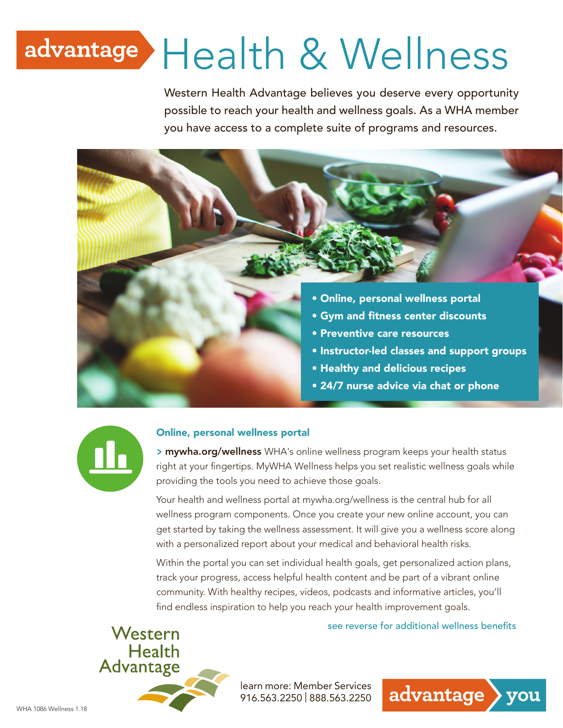# advantage Health & Wellness

Western Health Advantage believes you deserve every opportunity possible to reach your health and wellness goals. As a WHA member you have access to a complete suite of programs and resources.

- **Online, personal wellness portal**
- **Gym and fitness center discounts**
- **Preventive care resources**
- **Instructor-led classes and support groups**
- **Healthy and delicious recipes**
- **24/7 nurse advice via chat or phone**

## Online, personal wellness portal

> **mywha.org/wellness** WHA's online wellness program keeps your health status right at your fingertips. MyWHA Wellness helps you set realistic wellness goals while providing the tools you need to achieve those goals.

Your health and wellness portal at mywha.org/wellness is the central hub for all wellness program components. Once you create your new online account, you can get started by taking the wellness assessment. It will give you a wellness score along with a personalized report about your medical and behavioral health risks.

Within the portal you can set individual health goals, get personalized action plans, track your progress, access helpful health content and be part of a vibrant online community. With healthy recipes, videos, podcasts and informative articles, you'll find endless inspiration to help you reach your health improvement goals.

see reverse for additional wellness benefits

Western Health Advantage

learn more: Member Services
916.563.2250 | 888.563.2250

advantage you

WHA 1086 Wellness 1.18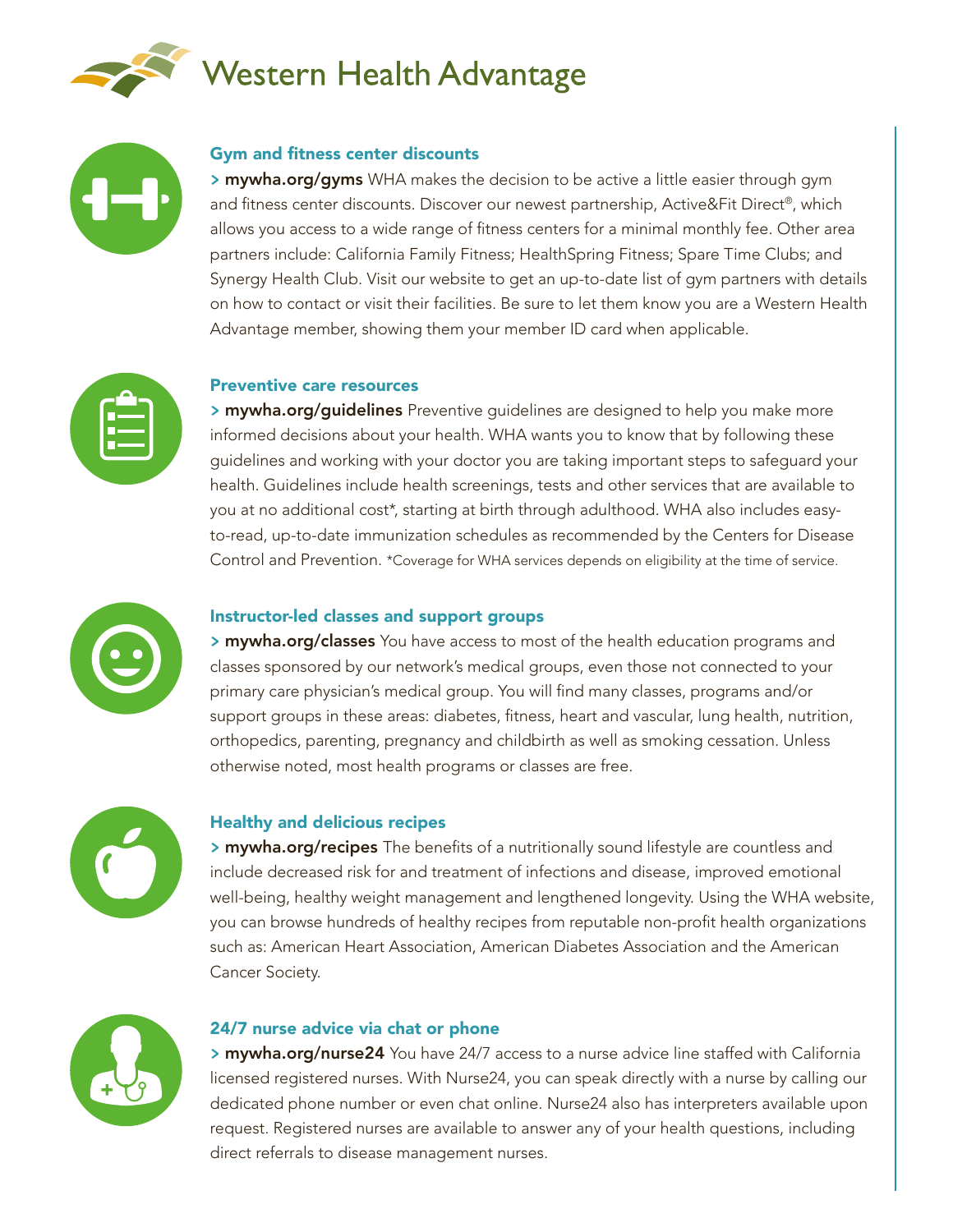# Western Health Advantage

## Gym and fitness center discounts

**> mywha.org/gyms** WHA makes the decision to be active a little easier through gym and fitness center discounts. Discover our newest partnership, Active&Fit Direct®, which allows you access to a wide range of fitness centers for a minimal monthly fee. Other area partners include: California Family Fitness; HealthSpring Fitness; Spare Time Clubs; and Synergy Health Club. Visit our website to get an up-to-date list of gym partners with details on how to contact or visit their facilities. Be sure to let them know you are a Western Health Advantage member, showing them your member ID card when applicable.

## Preventive care resources

**> mywha.org/guidelines** Preventive guidelines are designed to help you make more informed decisions about your health. WHA wants you to know that by following these guidelines and working with your doctor you are taking important steps to safeguard your health. Guidelines include health screenings, tests and other services that are available to you at no additional cost*, starting at birth through adulthood. WHA also includes easy-to-read, up-to-date immunization schedules as recommended by the Centers for Disease Control and Prevention. *Coverage for WHA services depends on eligibility at the time of service.

## Instructor-led classes and support groups

**> mywha.org/classes** You have access to most of the health education programs and classes sponsored by our network's medical groups, even those not connected to your primary care physician's medical group. You will find many classes, programs and/or support groups in these areas: diabetes, fitness, heart and vascular, lung health, nutrition, orthopedics, parenting, pregnancy and childbirth as well as smoking cessation. Unless otherwise noted, most health programs or classes are free.

## Healthy and delicious recipes

**> mywha.org/recipes** The benefits of a nutritionally sound lifestyle are countless and include decreased risk for and treatment of infections and disease, improved emotional well-being, healthy weight management and lengthened longevity. Using the WHA website, you can browse hundreds of healthy recipes from reputable non-profit health organizations such as: American Heart Association, American Diabetes Association and the American Cancer Society.

## 24/7 nurse advice via chat or phone

**> mywha.org/nurse24** You have 24/7 access to a nurse advice line staffed with California licensed registered nurses. With Nurse24, you can speak directly with a nurse by calling our dedicated phone number or even chat online. Nurse24 also has interpreters available upon request. Registered nurses are available to answer any of your health questions, including direct referrals to disease management nurses.